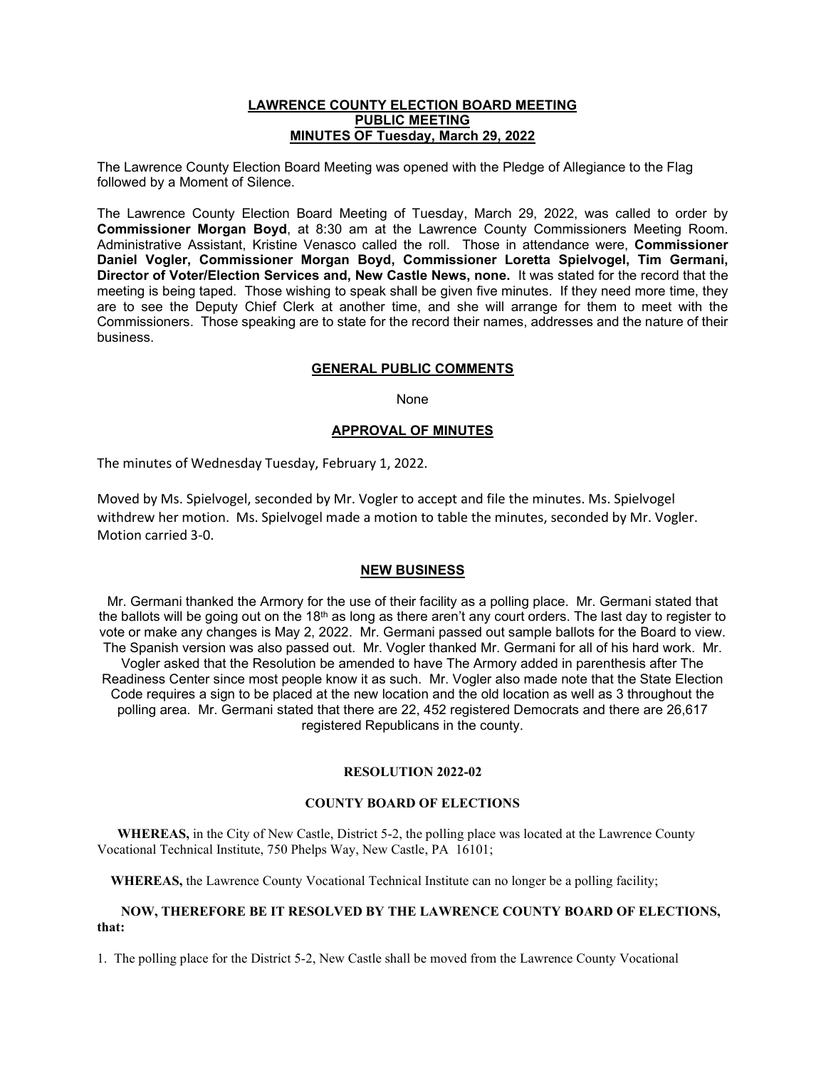**LAWRENCE COUNTY ELECTION BOARD MEETING**
**PUBLIC MEETING**
**MINUTES OF Tuesday, March 29, 2022**

The Lawrence County Election Board Meeting was opened with the Pledge of Allegiance to the Flag followed by a Moment of Silence.

The Lawrence County Election Board Meeting of Tuesday, March 29, 2022, was called to order by **Commissioner Morgan Boyd**, at 8:30 am at the Lawrence County Commissioners Meeting Room. Administrative Assistant, Kristine Venasco called the roll. Those in attendance were, **Commissioner Daniel Vogler, Commissioner Morgan Boyd, Commissioner Loretta Spielvogel, Tim Germani, Director of Voter/Election Services and, New Castle News, none.** It was stated for the record that the meeting is being taped. Those wishing to speak shall be given five minutes. If they need more time, they are to see the Deputy Chief Clerk at another time, and she will arrange for them to meet with the Commissioners. Those speaking are to state for the record their names, addresses and the nature of their business.

## GENERAL PUBLIC COMMENTS

None

## APPROVAL OF MINUTES

The minutes of Wednesday Tuesday, February 1, 2022.

Moved by Ms. Spielvogel, seconded by Mr. Vogler to accept and file the minutes. Ms. Spielvogel withdrew her motion. Ms. Spielvogel made a motion to table the minutes, seconded by Mr. Vogler. Motion carried 3-0.

## NEW BUSINESS

Mr. Germani thanked the Armory for the use of their facility as a polling place. Mr. Germani stated that the ballots will be going out on the 18th as long as there aren't any court orders. The last day to register to vote or make any changes is May 2, 2022. Mr. Germani passed out sample ballots for the Board to view. The Spanish version was also passed out. Mr. Vogler thanked Mr. Germani for all of his hard work. Mr. Vogler asked that the Resolution be amended to have The Armory added in parenthesis after The Readiness Center since most people know it as such. Mr. Vogler also made note that the State Election Code requires a sign to be placed at the new location and the old location as well as 3 throughout the polling area. Mr. Germani stated that there are 22, 452 registered Democrats and there are 26,617 registered Republicans in the county.

**RESOLUTION 2022-02**

**COUNTY BOARD OF ELECTIONS**

**WHEREAS,** in the City of New Castle, District 5-2, the polling place was located at the Lawrence County Vocational Technical Institute, 750 Phelps Way, New Castle, PA 16101;

**WHEREAS,** the Lawrence County Vocational Technical Institute can no longer be a polling facility;

**NOW, THEREFORE BE IT RESOLVED BY THE LAWRENCE COUNTY BOARD OF ELECTIONS, that:**

1. The polling place for the District 5-2, New Castle shall be moved from the Lawrence County Vocational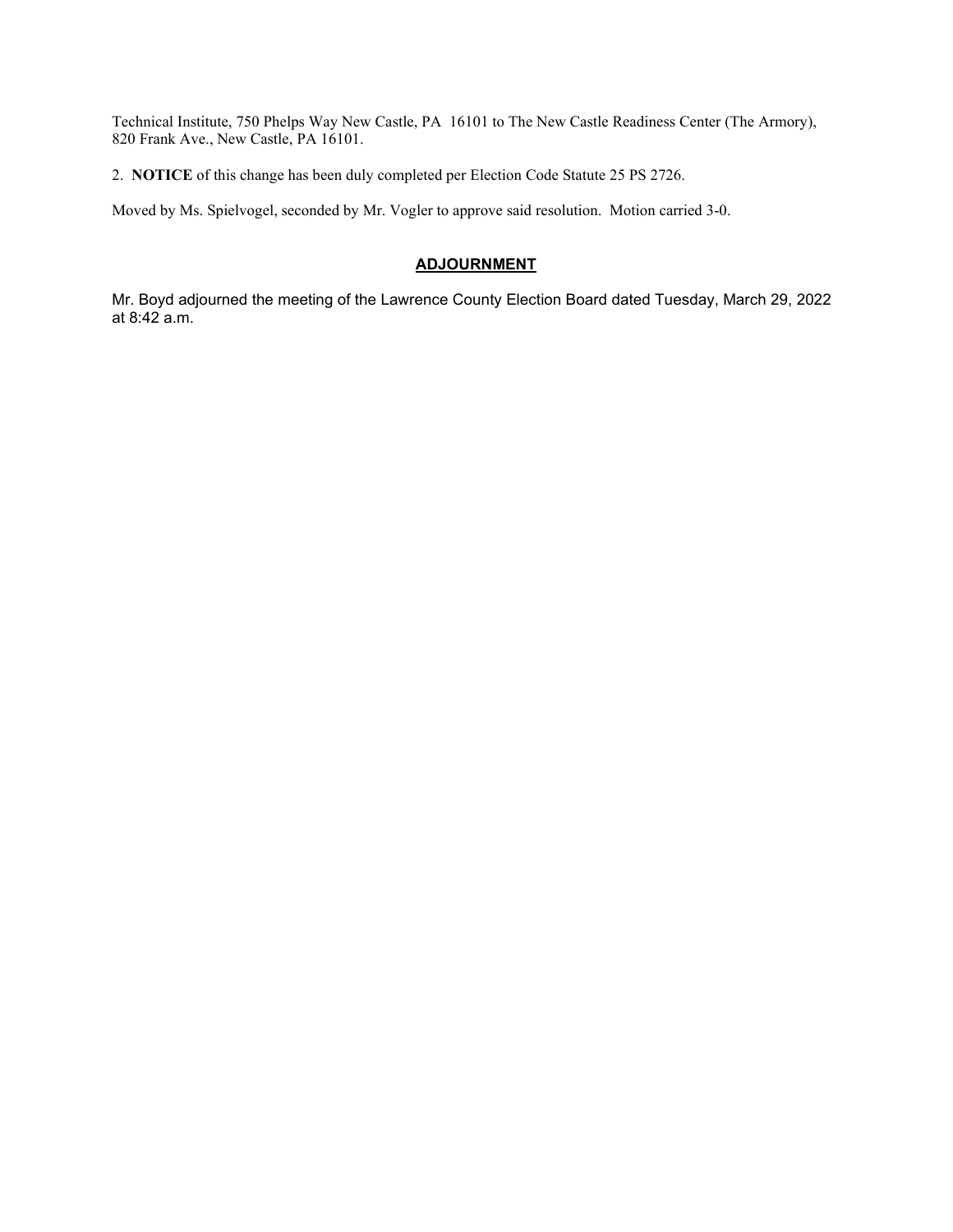Technical Institute, 750 Phelps Way New Castle, PA 16101 to The New Castle Readiness Center (The Armory), 820 Frank Ave., New Castle, PA 16101.

2. **NOTICE** of this change has been duly completed per Election Code Statute 25 PS 2726.

Moved by Ms. Spielvogel, seconded by Mr. Vogler to approve said resolution. Motion carried 3-0.

## ADJOURNMENT

Mr. Boyd adjourned the meeting of the Lawrence County Election Board dated Tuesday, March 29, 2022 at 8:42 a.m.